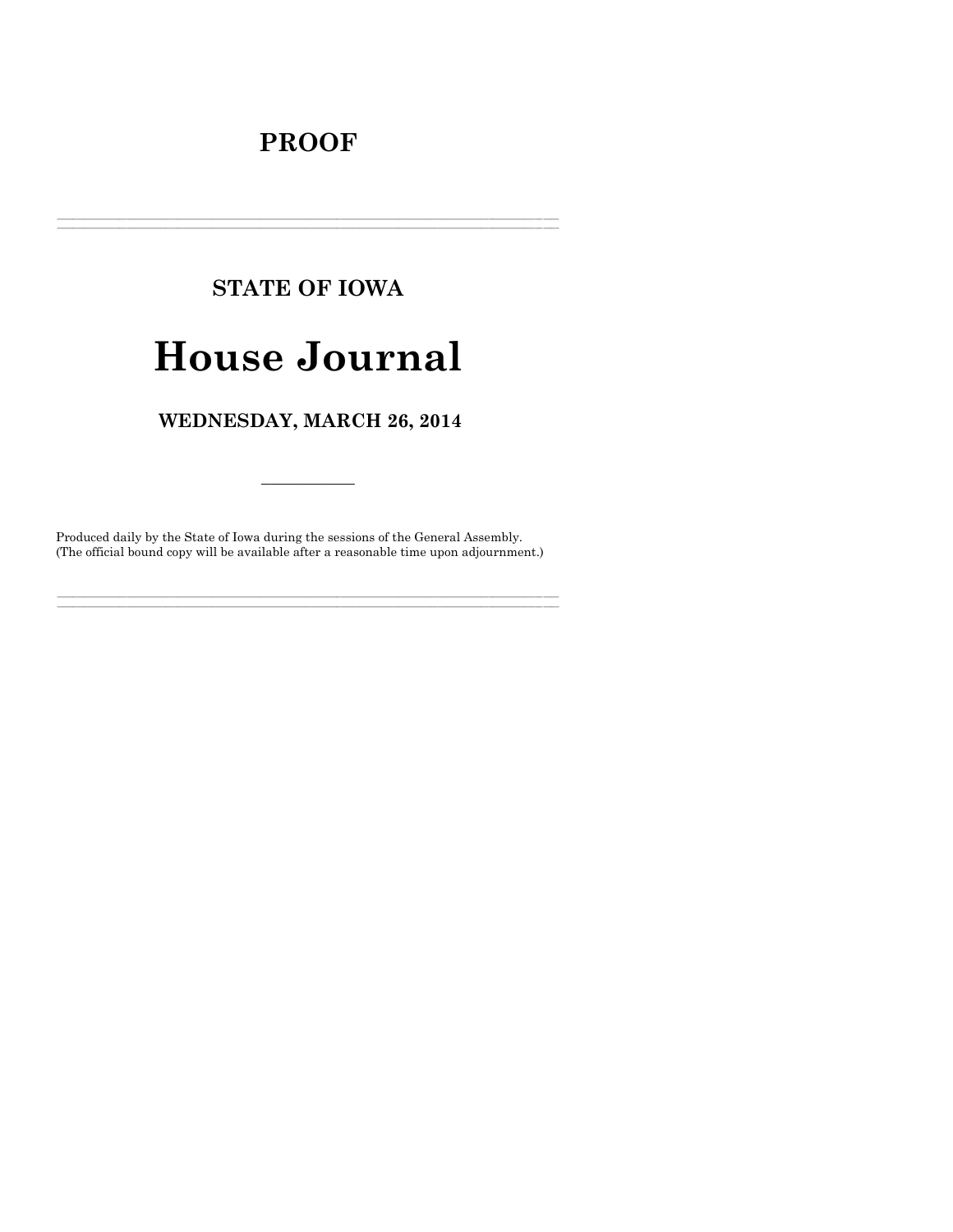# PROOF

---

## STATE OF IOWA

# House Journal

### WEDNESDAY, MARCH 26, 2014

---

Produced daily by the State of Iowa during the sessions of the General Assembly.
(The official bound copy will be available after a reasonable time upon adjournment.)

---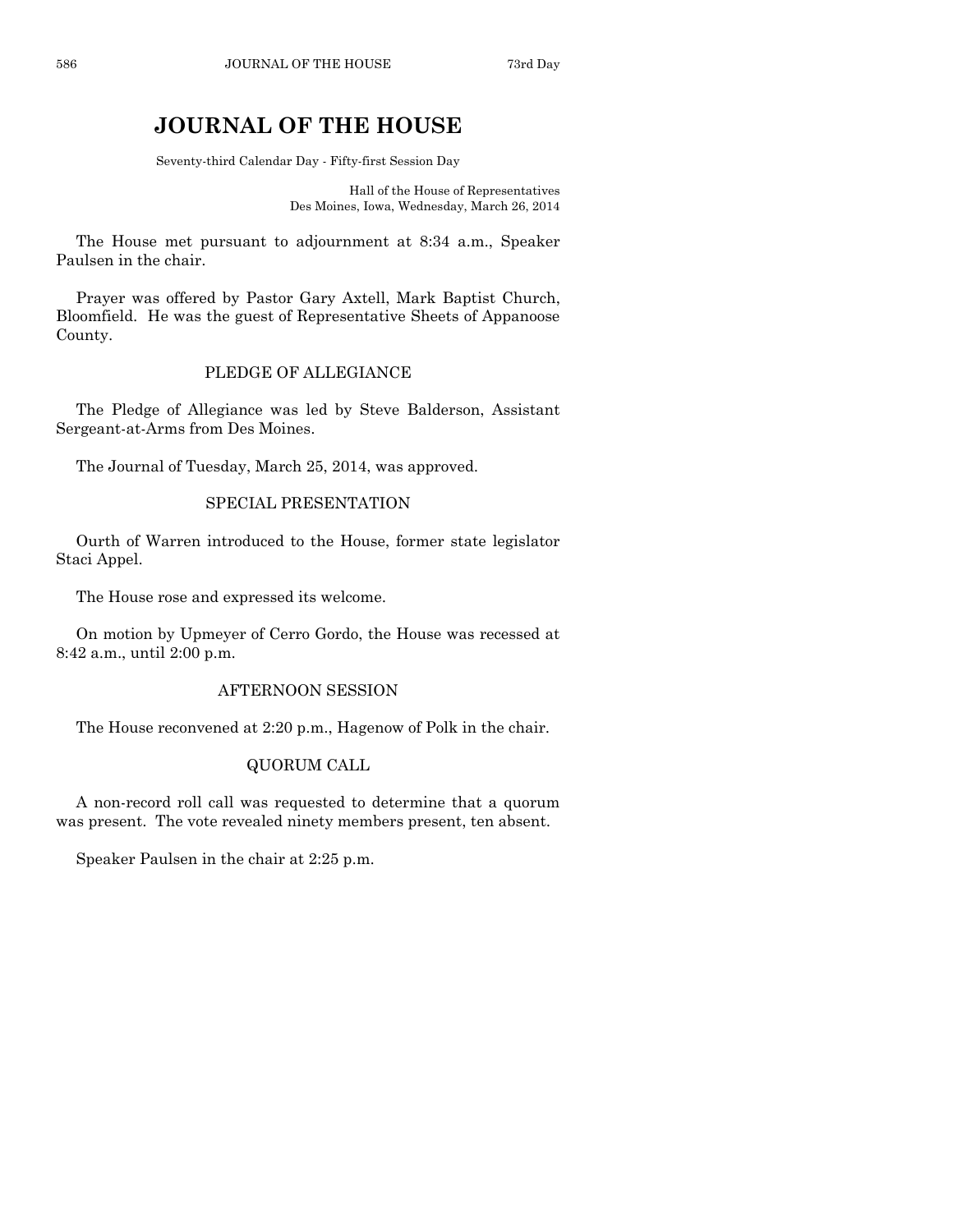# JOURNAL OF THE HOUSE

Seventy-third Calendar Day - Fifty-first Session Day

Hall of the House of Representatives
Des Moines, Iowa, Wednesday, March 26, 2014

The House met pursuant to adjournment at 8:34 a.m., Speaker Paulsen in the chair.

Prayer was offered by Pastor Gary Axtell, Mark Baptist Church, Bloomfield. He was the guest of Representative Sheets of Appanoose County.

## PLEDGE OF ALLEGIANCE

The Pledge of Allegiance was led by Steve Balderson, Assistant Sergeant-at-Arms from Des Moines.

The Journal of Tuesday, March 25, 2014, was approved.

## SPECIAL PRESENTATION

Ourth of Warren introduced to the House, former state legislator Staci Appel.

The House rose and expressed its welcome.

On motion by Upmeyer of Cerro Gordo, the House was recessed at 8:42 a.m., until 2:00 p.m.

## AFTERNOON SESSION

The House reconvened at 2:20 p.m., Hagenow of Polk in the chair.

## QUORUM CALL

A non-record roll call was requested to determine that a quorum was present. The vote revealed ninety members present, ten absent.

Speaker Paulsen in the chair at 2:25 p.m.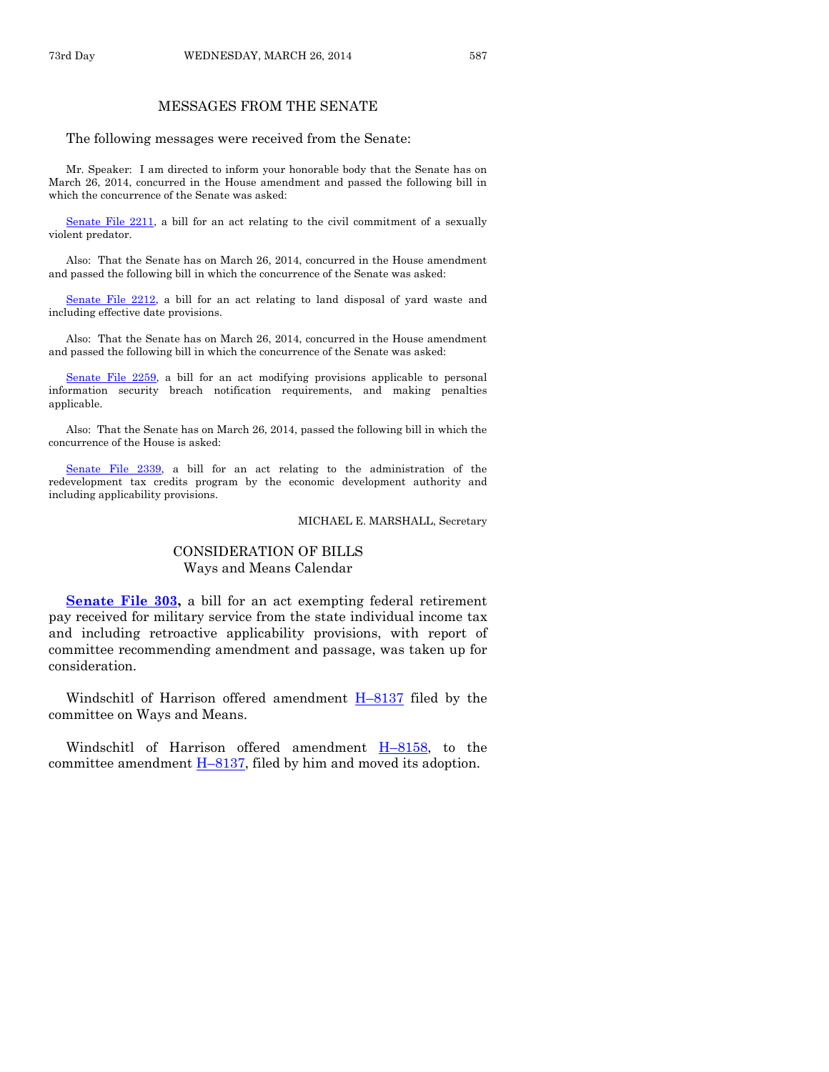## MESSAGES FROM THE SENATE

The following messages were received from the Senate:

Mr. Speaker: I am directed to inform your honorable body that the Senate has on March 26, 2014, concurred in the House amendment and passed the following bill in which the concurrence of the Senate was asked:

Senate File 2211, a bill for an act relating to the civil commitment of a sexually violent predator.

Also: That the Senate has on March 26, 2014, concurred in the House amendment and passed the following bill in which the concurrence of the Senate was asked:

Senate File 2212, a bill for an act relating to land disposal of yard waste and including effective date provisions.

Also: That the Senate has on March 26, 2014, concurred in the House amendment and passed the following bill in which the concurrence of the Senate was asked:

Senate File 2259, a bill for an act modifying provisions applicable to personal information security breach notification requirements, and making penalties applicable.

Also: That the Senate has on March 26, 2014, passed the following bill in which the concurrence of the House is asked:

Senate File 2339, a bill for an act relating to the administration of the redevelopment tax credits program by the economic development authority and including applicability provisions.

MICHAEL E. MARSHALL, Secretary

## CONSIDERATION OF BILLS
### Ways and Means Calendar

**Senate File 303,** a bill for an act exempting federal retirement pay received for military service from the state individual income tax and including retroactive applicability provisions, with report of committee recommending amendment and passage, was taken up for consideration.

Windschitl of Harrison offered amendment H–8137 filed by the committee on Ways and Means.

Windschitl of Harrison offered amendment H–8158, to the committee amendment H–8137, filed by him and moved its adoption.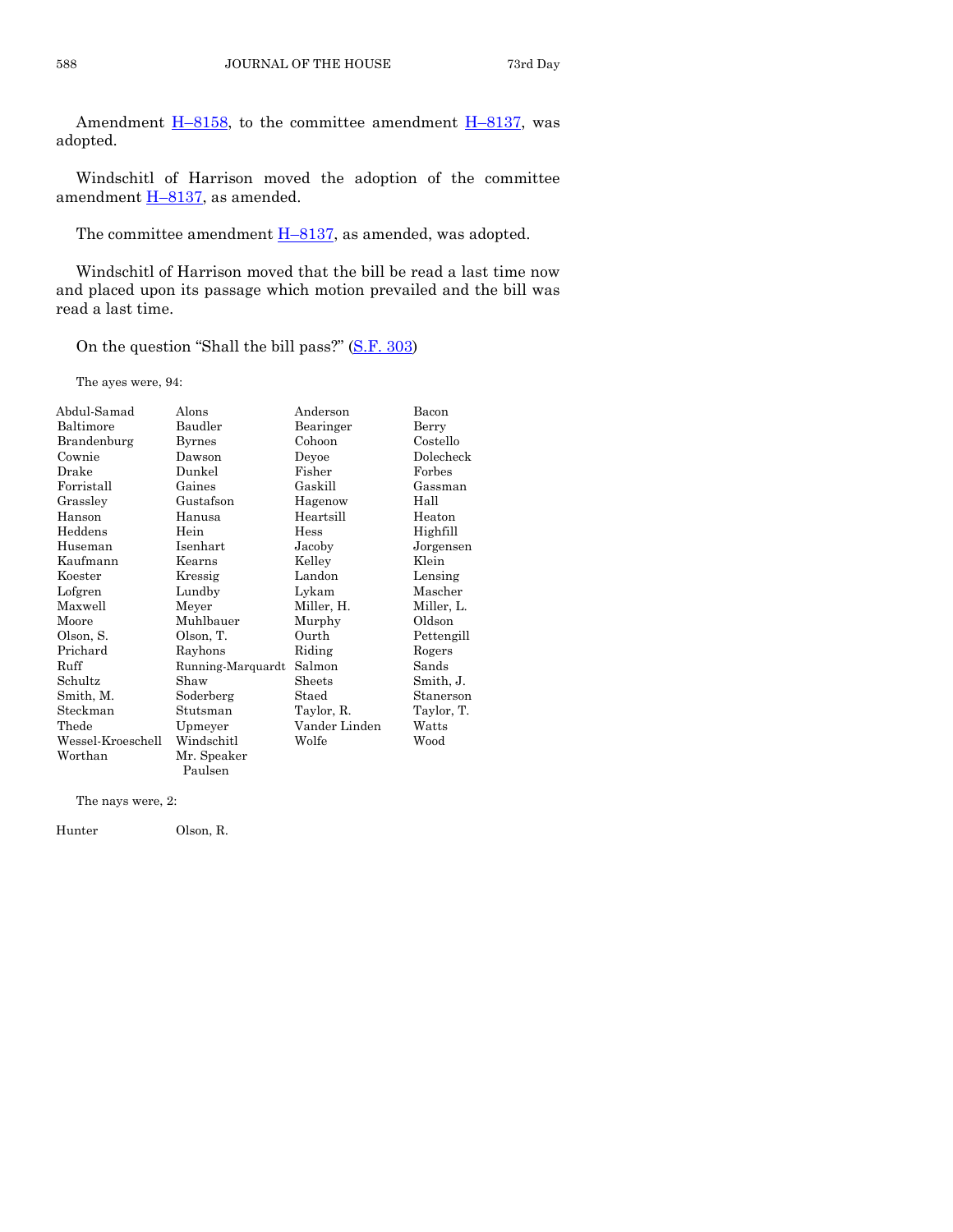Amendment H–8158, to the committee amendment H–8137, was adopted.

Windschitl of Harrison moved the adoption of the committee amendment H–8137, as amended.

The committee amendment H–8137, as amended, was adopted.

Windschitl of Harrison moved that the bill be read a last time now and placed upon its passage which motion prevailed and the bill was read a last time.

On the question "Shall the bill pass?" (S.F. 303)

The ayes were, 94:

| | | | |
|---|---|---|---|
| Abdul-Samad | Alons | Anderson | Bacon |
| Baltimore | Baudler | Bearinger | Berry |
| Brandenburg | Byrnes | Cohoon | Costello |
| Cownie | Dawson | Deyoe | Dolecheck |
| Drake | Dunkel | Fisher | Forbes |
| Forristall | Gaines | Gaskill | Gassman |
| Grassley | Gustafson | Hagenow | Hall |
| Hanson | Hanusa | Heartsill | Heaton |
| Heddens | Hein | Hess | Highfill |
| Huseman | Isenhart | Jacoby | Jorgensen |
| Kaufmann | Kearns | Kelley | Klein |
| Koester | Kressig | Landon | Lensing |
| Lofgren | Lundby | Lykam | Mascher |
| Maxwell | Meyer | Miller, H. | Miller, L. |
| Moore | Muhlbauer | Murphy | Oldson |
| Olson, S. | Olson, T. | Ourth | Pettengill |
| Prichard | Rayhons | Riding | Rogers |
| Ruff | Running-Marquardt | Salmon | Sands |
| Schultz | Shaw | Sheets | Smith, J. |
| Smith, M. | Soderberg | Staed | Stanerson |
| Steckman | Stutsman | Taylor, R. | Taylor, T. |
| Thede | Upmeyer | Vander Linden | Watts |
| Wessel-Kroeschell | Windschitl | Wolfe | Wood |
| Worthan | Mr. Speaker Paulsen | | |

The nays were, 2:

| | |
|---|---|
| Hunter | Olson, R. |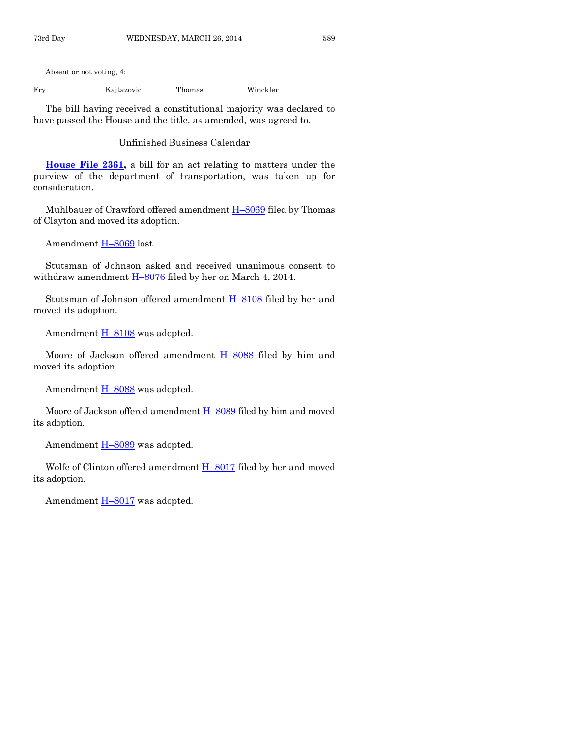Absent or not voting, 4:

| Fry | Kajtazovic | Thomas | Winckler |
|---|---|---|---|

The bill having received a constitutional majority was declared to have passed the House and the title, as amended, was agreed to.

## Unfinished Business Calendar

**House File 2361,** a bill for an act relating to matters under the purview of the department of transportation, was taken up for consideration.

Muhlbauer of Crawford offered amendment H–8069 filed by Thomas of Clayton and moved its adoption.

Amendment H–8069 lost.

Stutsman of Johnson asked and received unanimous consent to withdraw amendment H–8076 filed by her on March 4, 2014.

Stutsman of Johnson offered amendment H–8108 filed by her and moved its adoption.

Amendment H–8108 was adopted.

Moore of Jackson offered amendment H–8088 filed by him and moved its adoption.

Amendment H–8088 was adopted.

Moore of Jackson offered amendment H–8089 filed by him and moved its adoption.

Amendment H–8089 was adopted.

Wolfe of Clinton offered amendment H–8017 filed by her and moved its adoption.

Amendment H–8017 was adopted.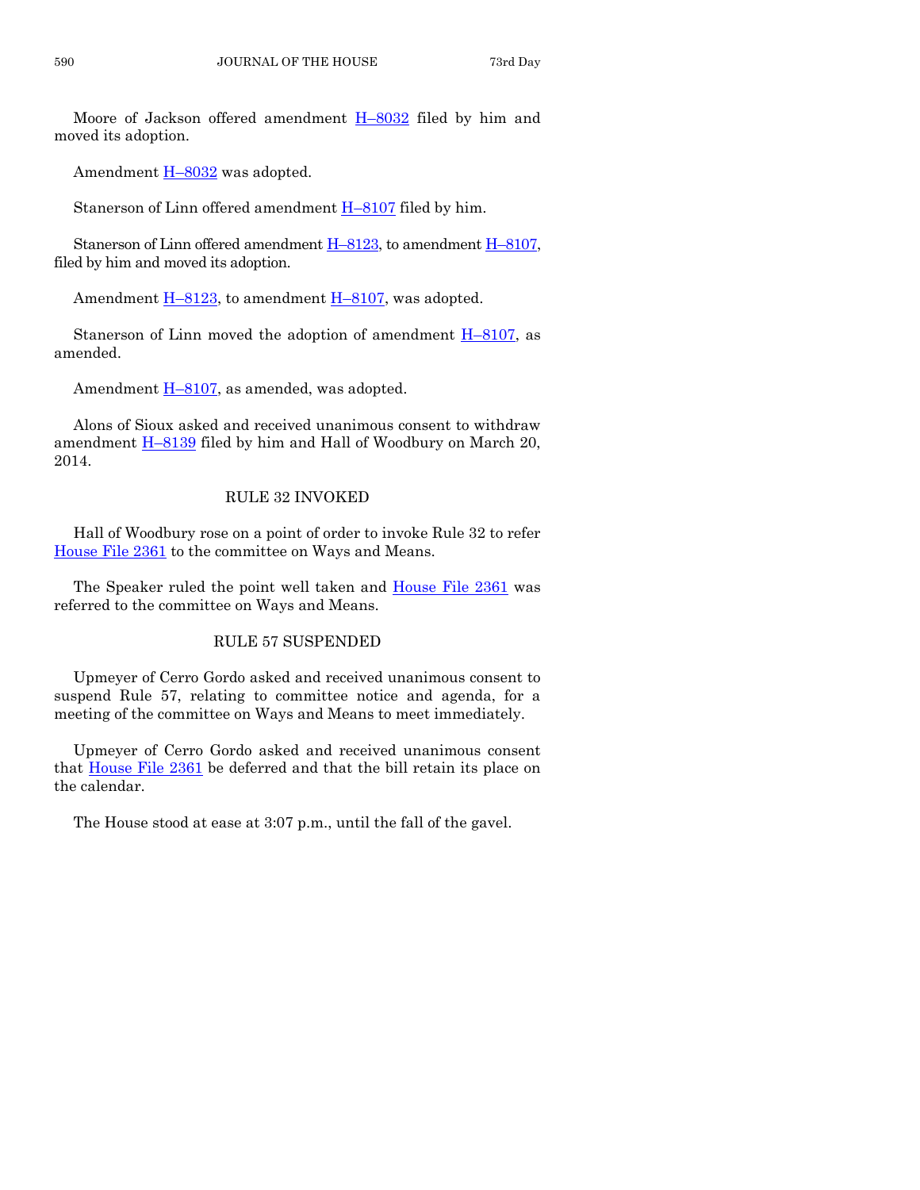Moore of Jackson offered amendment H–8032 filed by him and moved its adoption.

Amendment H–8032 was adopted.

Stanerson of Linn offered amendment H–8107 filed by him.

Stanerson of Linn offered amendment H–8123, to amendment H–8107, filed by him and moved its adoption.

Amendment H–8123, to amendment H–8107, was adopted.

Stanerson of Linn moved the adoption of amendment H–8107, as amended.

Amendment H–8107, as amended, was adopted.

Alons of Sioux asked and received unanimous consent to withdraw amendment H–8139 filed by him and Hall of Woodbury on March 20, 2014.

## RULE 32 INVOKED

Hall of Woodbury rose on a point of order to invoke Rule 32 to refer House File 2361 to the committee on Ways and Means.

The Speaker ruled the point well taken and House File 2361 was referred to the committee on Ways and Means.

## RULE 57 SUSPENDED

Upmeyer of Cerro Gordo asked and received unanimous consent to suspend Rule 57, relating to committee notice and agenda, for a meeting of the committee on Ways and Means to meet immediately.

Upmeyer of Cerro Gordo asked and received unanimous consent that House File 2361 be deferred and that the bill retain its place on the calendar.

The House stood at ease at 3:07 p.m., until the fall of the gavel.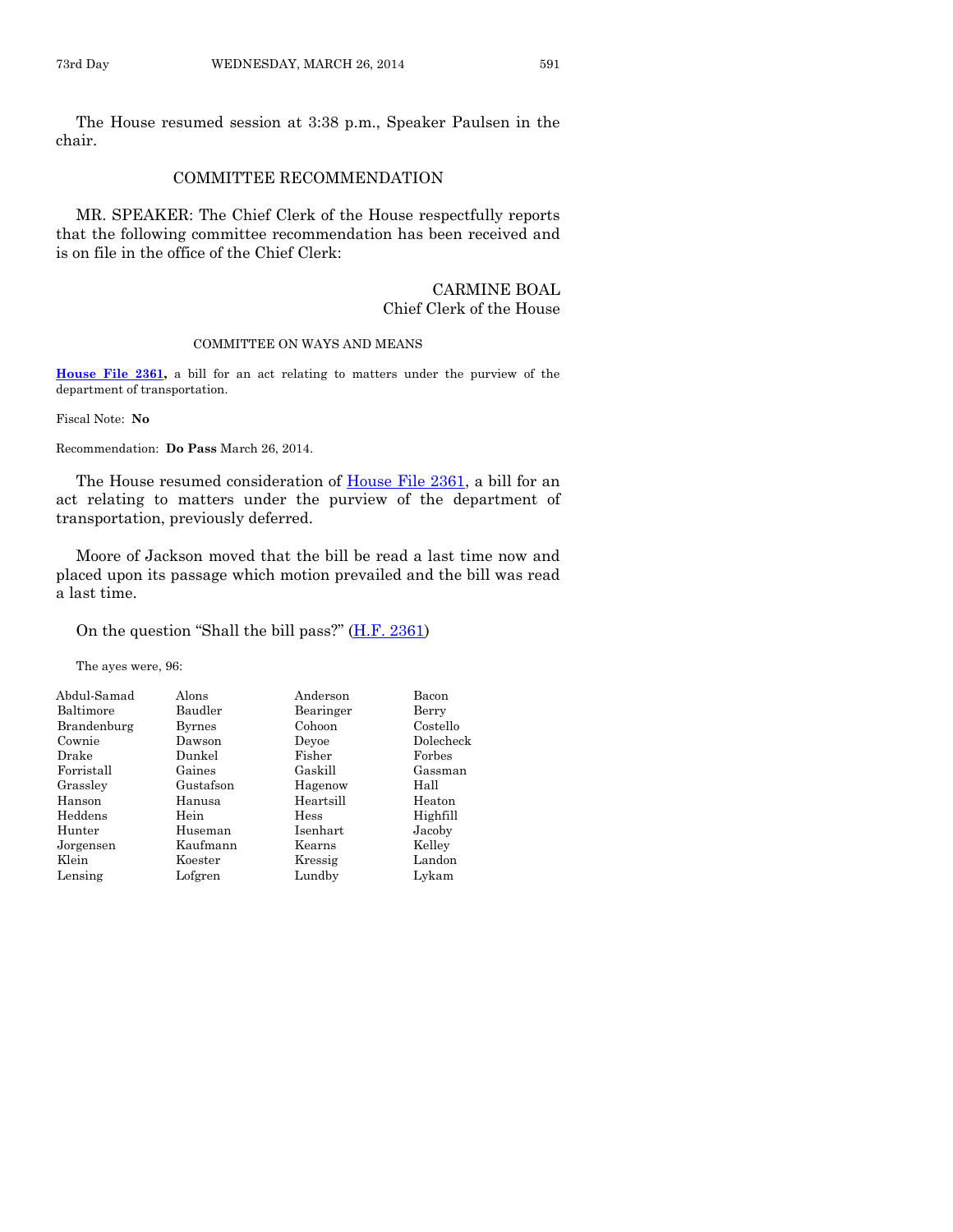The House resumed session at 3:38 p.m., Speaker Paulsen in the chair.

## COMMITTEE RECOMMENDATION

MR. SPEAKER: The Chief Clerk of the House respectfully reports that the following committee recommendation has been received and is on file in the office of the Chief Clerk:

CARMINE BOAL
Chief Clerk of the House

### COMMITTEE ON WAYS AND MEANS

**House File 2361,** a bill for an act relating to matters under the purview of the department of transportation.

Fiscal Note: **No**

Recommendation: **Do Pass** March 26, 2014.

The House resumed consideration of House File 2361, a bill for an act relating to matters under the purview of the department of transportation, previously deferred.

Moore of Jackson moved that the bill be read a last time now and placed upon its passage which motion prevailed and the bill was read a last time.

On the question "Shall the bill pass?" (H.F. 2361)

The ayes were, 96:

| | | | |
|---|---|---|---|
| Abdul-Samad | Alons | Anderson | Bacon |
| Baltimore | Baudler | Bearinger | Berry |
| Brandenburg | Byrnes | Cohoon | Costello |
| Cownie | Dawson | Deyoe | Dolecheck |
| Drake | Dunkel | Fisher | Forbes |
| Forristall | Gaines | Gaskill | Gassman |
| Grassley | Gustafson | Hagenow | Hall |
| Hanson | Hanusa | Heartsill | Heaton |
| Heddens | Hein | Hess | Highfill |
| Hunter | Huseman | Isenhart | Jacoby |
| Jorgensen | Kaufmann | Kearns | Kelley |
| Klein | Koester | Kressig | Landon |
| Lensing | Lofgren | Lundby | Lykam |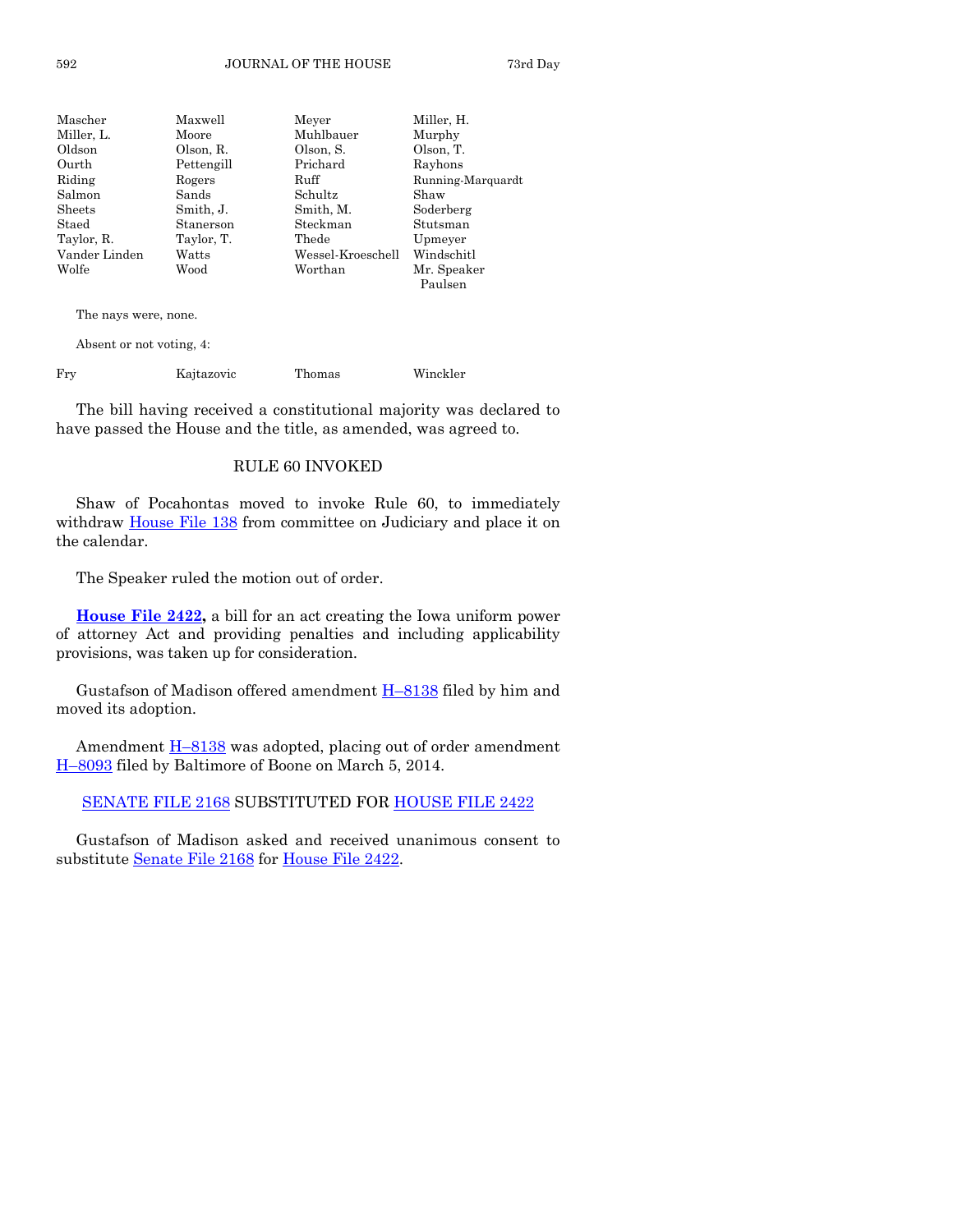| | | | |
|---|---|---|---|
| Mascher | Maxwell | Meyer | Miller, H. |
| Miller, L. | Moore | Muhlbauer | Murphy |
| Oldson | Olson, R. | Olson, S. | Olson, T. |
| Ourth | Pettengill | Prichard | Rayhons |
| Riding | Rogers | Ruff | Running-Marquardt |
| Salmon | Sands | Schultz | Shaw |
| Sheets | Smith, J. | Smith, M. | Soderberg |
| Staed | Stanerson | Steckman | Stutsman |
| Taylor, R. | Taylor, T. | Thede | Upmeyer |
| Vander Linden | Watts | Wessel-Kroeschell | Windschitl |
| Wolfe | Wood | Worthan | Mr. Speaker Paulsen |

The nays were, none.

Absent or not voting, 4:

| | | | |
|---|---|---|---|
| Fry | Kajtazovic | Thomas | Winckler |

The bill having received a constitutional majority was declared to have passed the House and the title, as amended, was agreed to.

## RULE 60 INVOKED

Shaw of Pocahontas moved to invoke Rule 60, to immediately withdraw House File 138 from committee on Judiciary and place it on the calendar.

The Speaker ruled the motion out of order.

**House File 2422,** a bill for an act creating the Iowa uniform power of attorney Act and providing penalties and including applicability provisions, was taken up for consideration.

Gustafson of Madison offered amendment H–8138 filed by him and moved its adoption.

Amendment H–8138 was adopted, placing out of order amendment H–8093 filed by Baltimore of Boone on March 5, 2014.

## SENATE FILE 2168 SUBSTITUTED FOR HOUSE FILE 2422

Gustafson of Madison asked and received unanimous consent to substitute Senate File 2168 for House File 2422.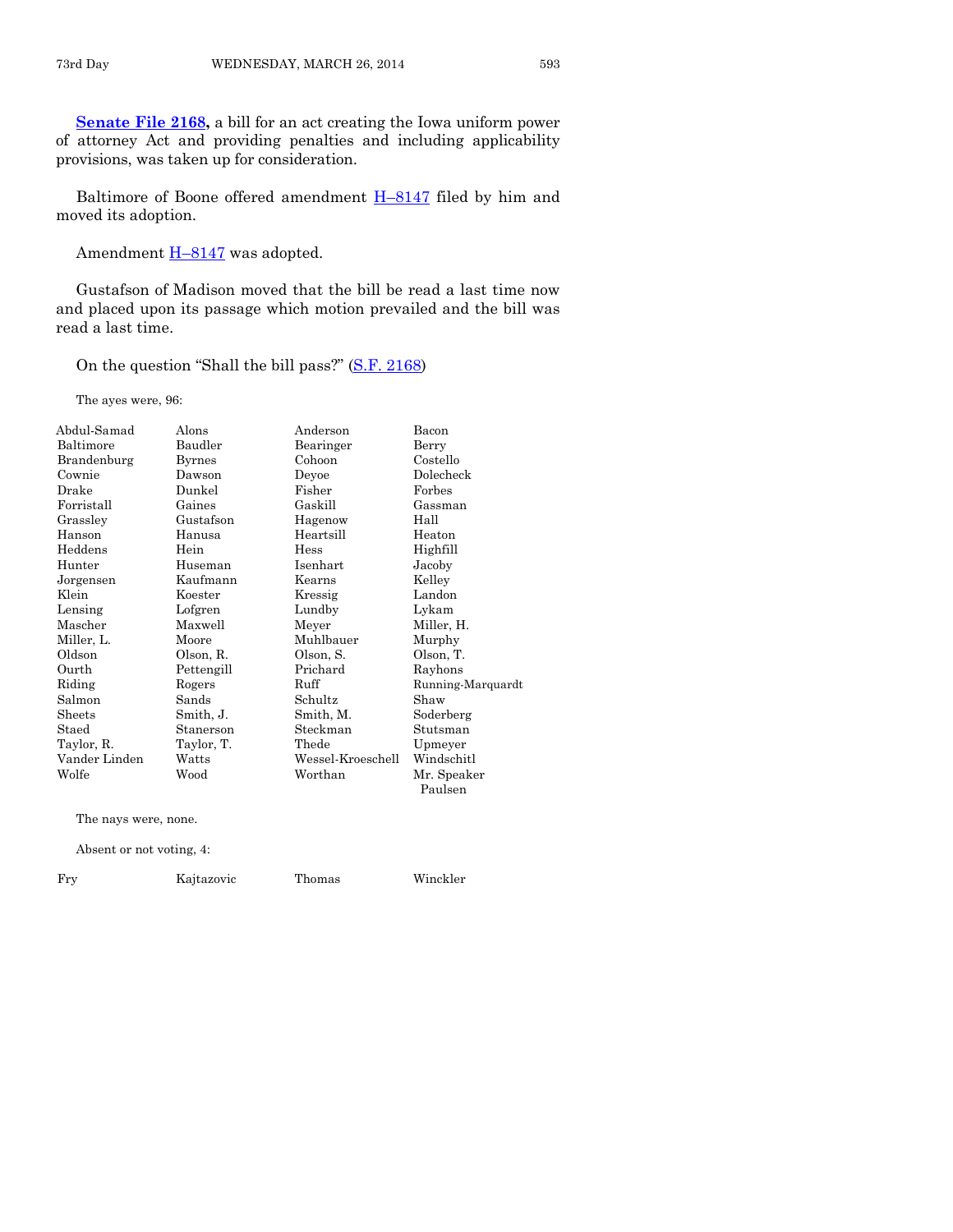**Senate File 2168**, a bill for an act creating the Iowa uniform power of attorney Act and providing penalties and including applicability provisions, was taken up for consideration.

Baltimore of Boone offered amendment H–8147 filed by him and moved its adoption.

Amendment H–8147 was adopted.

Gustafson of Madison moved that the bill be read a last time now and placed upon its passage which motion prevailed and the bill was read a last time.

On the question "Shall the bill pass?" (S.F. 2168)

The ayes were, 96:

| | | | |
|---|---|---|---|
| Abdul-Samad | Alons | Anderson | Bacon |
| Baltimore | Baudler | Bearinger | Berry |
| Brandenburg | Byrnes | Cohoon | Costello |
| Cownie | Dawson | Deyoe | Dolecheck |
| Drake | Dunkel | Fisher | Forbes |
| Forristall | Gaines | Gaskill | Gassman |
| Grassley | Gustafson | Hagenow | Hall |
| Hanson | Hanusa | Heartsill | Heaton |
| Heddens | Hein | Hess | Highfill |
| Hunter | Huseman | Isenhart | Jacoby |
| Jorgensen | Kaufmann | Kearns | Kelley |
| Klein | Koester | Kressig | Landon |
| Lensing | Lofgren | Lundby | Lykam |
| Mascher | Maxwell | Meyer | Miller, H. |
| Miller, L. | Moore | Muhlbauer | Murphy |
| Oldson | Olson, R. | Olson, S. | Olson, T. |
| Ourth | Pettengill | Prichard | Rayhons |
| Riding | Rogers | Ruff | Running-Marquardt |
| Salmon | Sands | Schultz | Shaw |
| Sheets | Smith, J. | Smith, M. | Soderberg |
| Staed | Stanerson | Steckman | Stutsman |
| Taylor, R. | Taylor, T. | Thede | Upmeyer |
| Vander Linden | Watts | Wessel-Kroeschell | Windschitl |
| Wolfe | Wood | Worthan | Mr. Speaker Paulsen |

The nays were, none.

Absent or not voting, 4:

| | | | |
|---|---|---|---|
| Fry | Kajtazovic | Thomas | Winckler |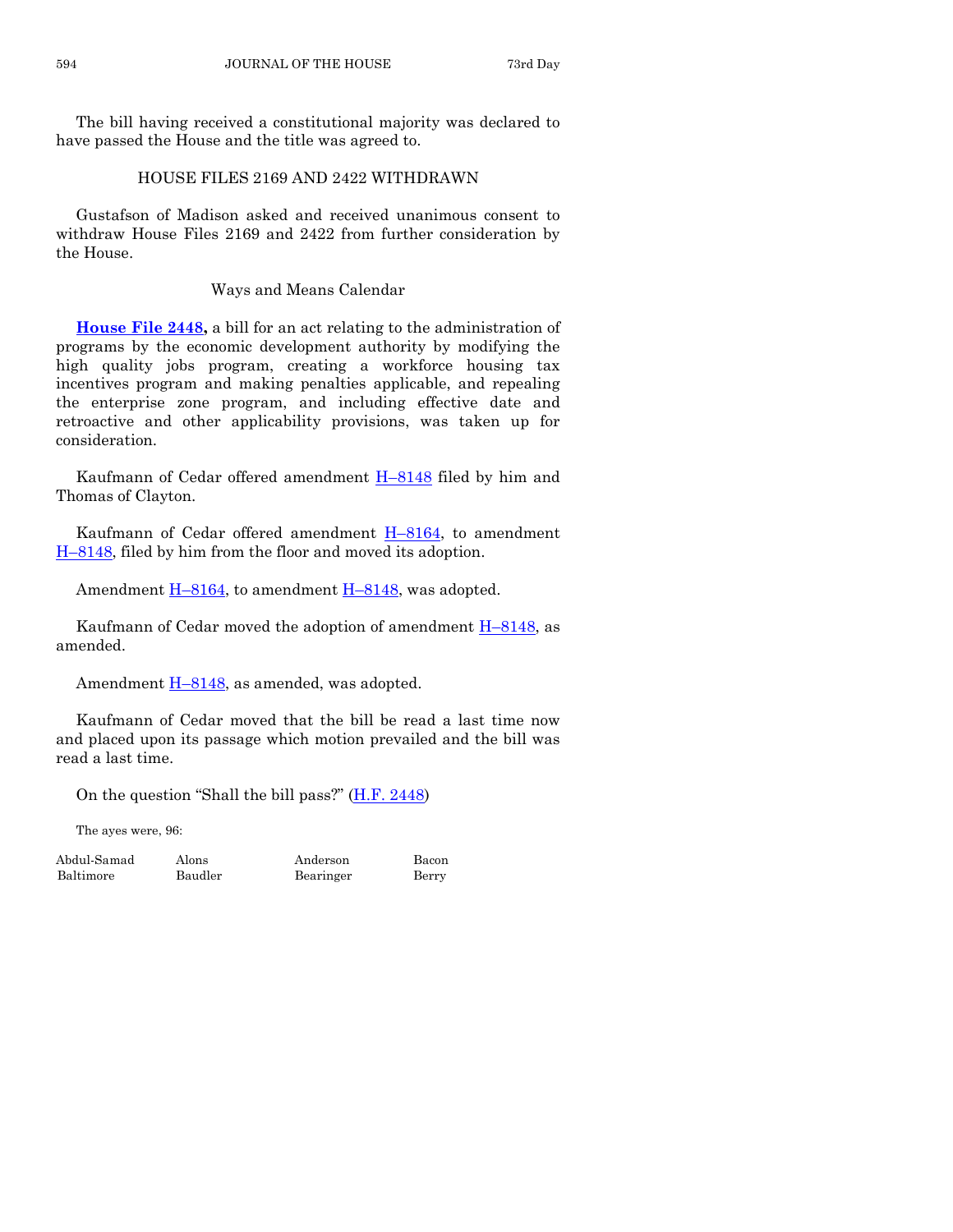The bill having received a constitutional majority was declared to have passed the House and the title was agreed to.

## HOUSE FILES 2169 AND 2422 WITHDRAWN

Gustafson of Madison asked and received unanimous consent to withdraw House Files 2169 and 2422 from further consideration by the House.

## Ways and Means Calendar

**House File 2448,** a bill for an act relating to the administration of programs by the economic development authority by modifying the high quality jobs program, creating a workforce housing tax incentives program and making penalties applicable, and repealing the enterprise zone program, and including effective date and retroactive and other applicability provisions, was taken up for consideration.

Kaufmann of Cedar offered amendment H–8148 filed by him and Thomas of Clayton.

Kaufmann of Cedar offered amendment H–8164, to amendment H–8148, filed by him from the floor and moved its adoption.

Amendment H–8164, to amendment H–8148, was adopted.

Kaufmann of Cedar moved the adoption of amendment H–8148, as amended.

Amendment H–8148, as amended, was adopted.

Kaufmann of Cedar moved that the bill be read a last time now and placed upon its passage which motion prevailed and the bill was read a last time.

On the question "Shall the bill pass?" (H.F. 2448)

The ayes were, 96:

| | | | |
|---|---|---|---|
| Abdul-Samad | Alons | Anderson | Bacon |
| Baltimore | Baudler | Bearinger | Berry |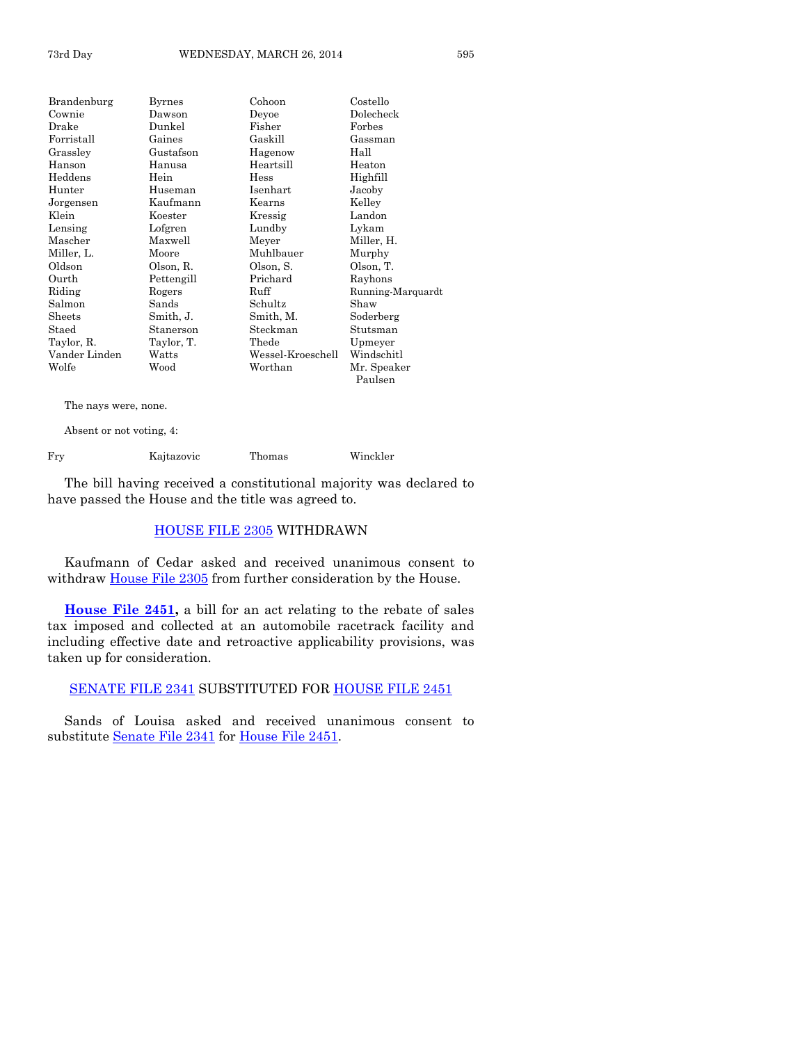| | | | |
|---|---|---|---|
| Brandenburg | Byrnes | Cohoon | Costello |
| Cownie | Dawson | Deyoe | Dolecheck |
| Drake | Dunkel | Fisher | Forbes |
| Forristall | Gaines | Gaskill | Gassman |
| Grassley | Gustafson | Hagenow | Hall |
| Hanson | Hanusa | Heartsill | Heaton |
| Heddens | Hein | Hess | Highfill |
| Hunter | Huseman | Isenhart | Jacoby |
| Jorgensen | Kaufmann | Kearns | Kelley |
| Klein | Koester | Kressig | Landon |
| Lensing | Lofgren | Lundby | Lykam |
| Mascher | Maxwell | Meyer | Miller, H. |
| Miller, L. | Moore | Muhlbauer | Murphy |
| Oldson | Olson, R. | Olson, S. | Olson, T. |
| Ourth | Pettengill | Prichard | Rayhons |
| Riding | Rogers | Ruff | Running-Marquardt |
| Salmon | Sands | Schultz | Shaw |
| Sheets | Smith, J. | Smith, M. | Soderberg |
| Staed | Stanerson | Steckman | Stutsman |
| Taylor, R. | Taylor, T. | Thede | Upmeyer |
| Vander Linden | Watts | Wessel-Kroeschell | Windschitl |
| Wolfe | Wood | Worthan | Mr. Speaker Paulsen |

The nays were, none.

Absent or not voting, 4:

| | | | |
|---|---|---|---|
| Fry | Kajtazovic | Thomas | Winckler |

The bill having received a constitutional majority was declared to have passed the House and the title was agreed to.

HOUSE FILE 2305 WITHDRAWN

Kaufmann of Cedar asked and received unanimous consent to withdraw House File 2305 from further consideration by the House.

**House File 2451,** a bill for an act relating to the rebate of sales tax imposed and collected at an automobile racetrack facility and including effective date and retroactive applicability provisions, was taken up for consideration.

SENATE FILE 2341 SUBSTITUTED FOR HOUSE FILE 2451

Sands of Louisa asked and received unanimous consent to substitute Senate File 2341 for House File 2451.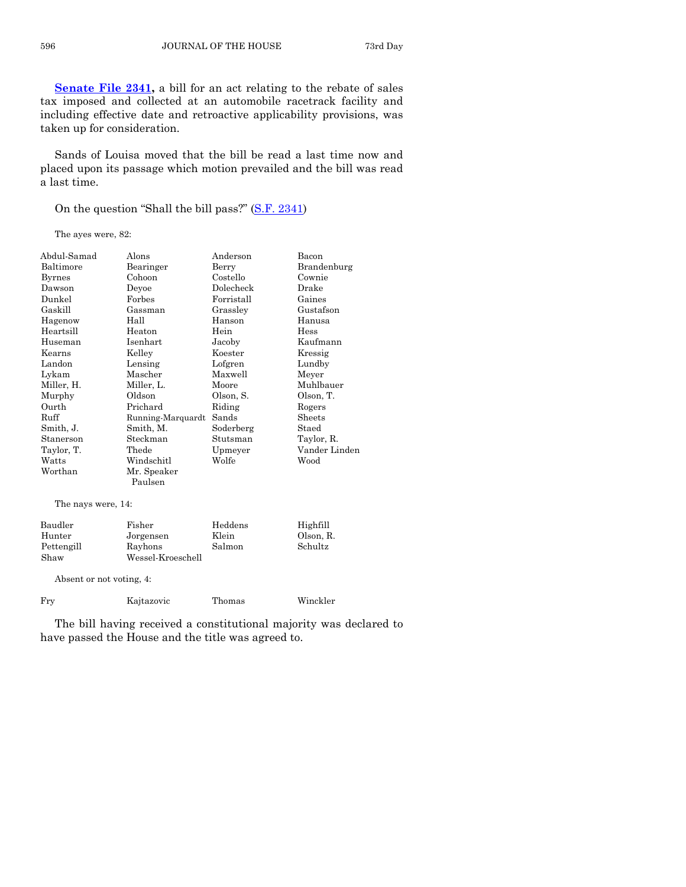**Senate File 2341,** a bill for an act relating to the rebate of sales tax imposed and collected at an automobile racetrack facility and including effective date and retroactive applicability provisions, was taken up for consideration.

Sands of Louisa moved that the bill be read a last time now and placed upon its passage which motion prevailed and the bill was read a last time.

On the question "Shall the bill pass?" (S.F. 2341)

The ayes were, 82:

| | | | |
|---|---|---|---|
| Abdul-Samad | Alons | Anderson | Bacon |
| Baltimore | Bearinger | Berry | Brandenburg |
| Byrnes | Cohoon | Costello | Cownie |
| Dawson | Deyoe | Dolecheck | Drake |
| Dunkel | Forbes | Forristall | Gaines |
| Gaskill | Gassman | Grassley | Gustafson |
| Hagenow | Hall | Hanson | Hanusa |
| Heartsill | Heaton | Hein | Hess |
| Huseman | Isenhart | Jacoby | Kaufmann |
| Kearns | Kelley | Koester | Kressig |
| Landon | Lensing | Lofgren | Lundby |
| Lykam | Mascher | Maxwell | Meyer |
| Miller, H. | Miller, L. | Moore | Muhlbauer |
| Murphy | Oldson | Olson, S. | Olson, T. |
| Ourth | Prichard | Riding | Rogers |
| Ruff | Running-Marquardt | Sands | Sheets |
| Smith, J. | Smith, M. | Soderberg | Staed |
| Stanerson | Steckman | Stutsman | Taylor, R. |
| Taylor, T. | Thede | Upmeyer | Vander Linden |
| Watts | Windschitl | Wolfe | Wood |
| Worthan | Mr. Speaker Paulsen | | |

The nays were, 14:

| | | | |
|---|---|---|---|
| Baudler | Fisher | Heddens | Highfill |
| Hunter | Jorgensen | Klein | Olson, R. |
| Pettengill | Rayhons | Salmon | Schultz |
| Shaw | Wessel-Kroeschell | | |

Absent or not voting, 4:

| | | | |
|---|---|---|---|
| Fry | Kajtazovic | Thomas | Winckler |

The bill having received a constitutional majority was declared to have passed the House and the title was agreed to.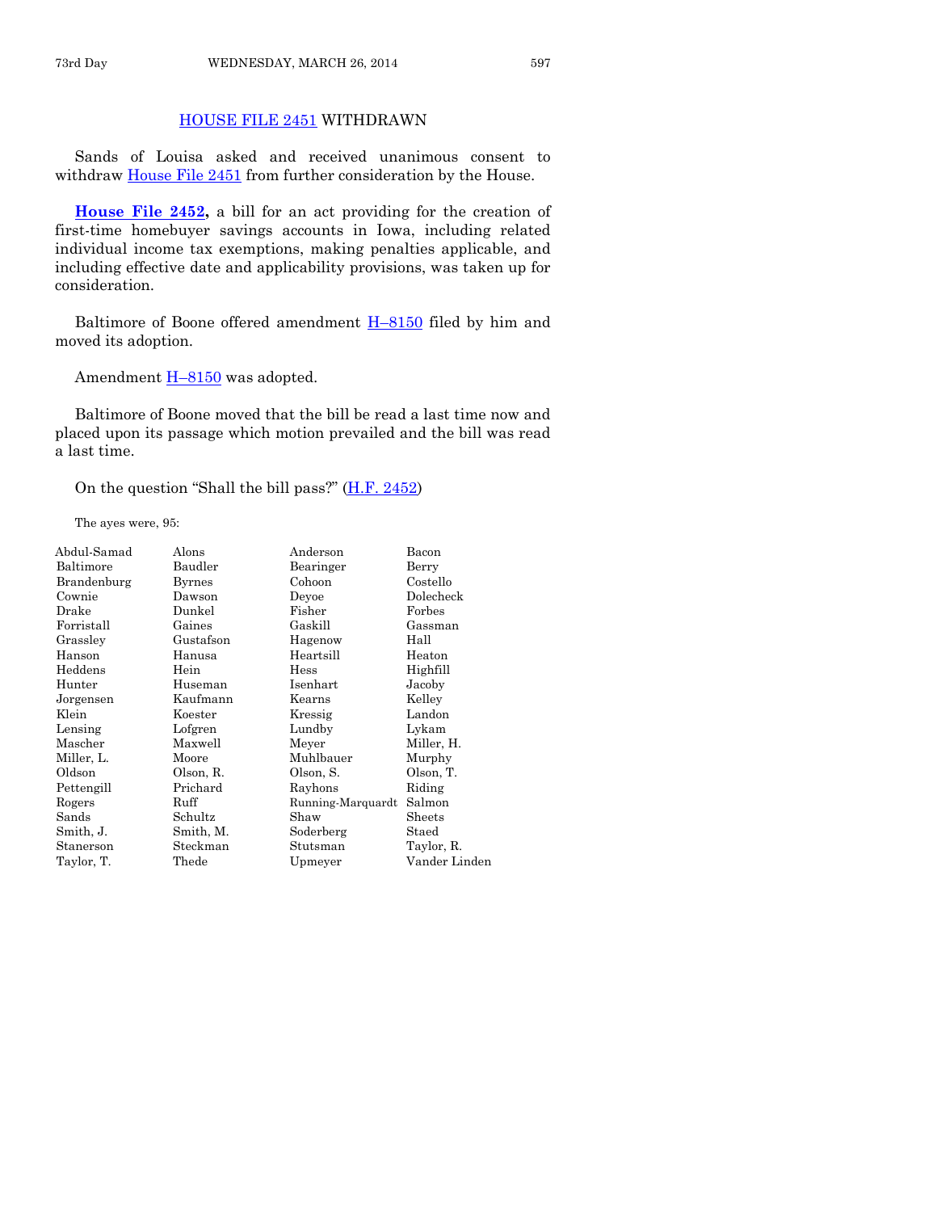## HOUSE FILE 2451 WITHDRAWN

Sands of Louisa asked and received unanimous consent to withdraw House File 2451 from further consideration by the House.

**House File 2452,** a bill for an act providing for the creation of first-time homebuyer savings accounts in Iowa, including related individual income tax exemptions, making penalties applicable, and including effective date and applicability provisions, was taken up for consideration.

Baltimore of Boone offered amendment H–8150 filed by him and moved its adoption.

Amendment H–8150 was adopted.

Baltimore of Boone moved that the bill be read a last time now and placed upon its passage which motion prevailed and the bill was read a last time.

On the question "Shall the bill pass?" (H.F. 2452)

The ayes were, 95:

| | | | |
|---|---|---|---|
| Abdul-Samad | Alons | Anderson | Bacon |
| Baltimore | Baudler | Bearinger | Berry |
| Brandenburg | Byrnes | Cohoon | Costello |
| Cownie | Dawson | Deyoe | Dolecheck |
| Drake | Dunkel | Fisher | Forbes |
| Forristall | Gaines | Gaskill | Gassman |
| Grassley | Gustafson | Hagenow | Hall |
| Hanson | Hanusa | Heartsill | Heaton |
| Heddens | Hein | Hess | Highfill |
| Hunter | Huseman | Isenhart | Jacoby |
| Jorgensen | Kaufmann | Kearns | Kelley |
| Klein | Koester | Kressig | Landon |
| Lensing | Lofgren | Lundby | Lykam |
| Mascher | Maxwell | Meyer | Miller, H. |
| Miller, L. | Moore | Muhlbauer | Murphy |
| Oldson | Olson, R. | Olson, S. | Olson, T. |
| Pettengill | Prichard | Rayhons | Riding |
| Rogers | Ruff | Running-Marquardt | Salmon |
| Sands | Schultz | Shaw | Sheets |
| Smith, J. | Smith, M. | Soderberg | Staed |
| Stanerson | Steckman | Stutsman | Taylor, R. |
| Taylor, T. | Thede | Upmeyer | Vander Linden |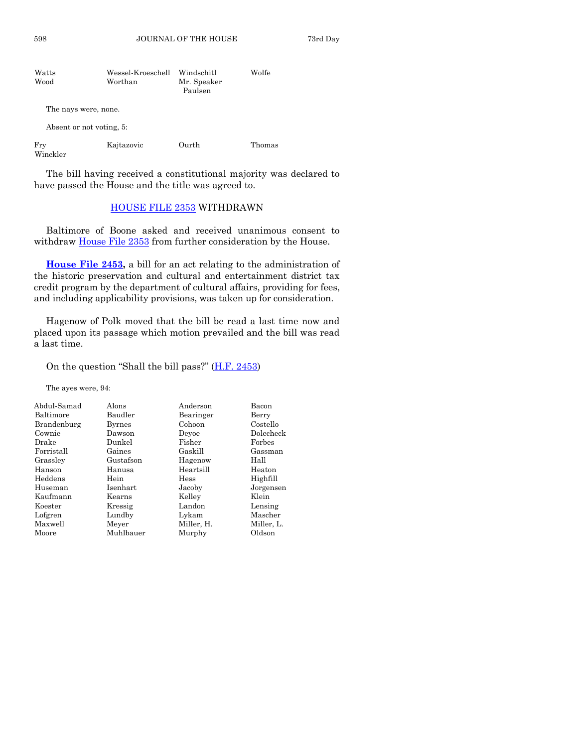| | | | |
|---|---|---|---|
| Watts | Wessel-Kroeschell | Windschitl | Wolfe |
| Wood | Worthan | Mr. Speaker Paulsen | |

The nays were, none.

Absent or not voting, 5:

| | | | |
|---|---|---|---|
| Fry | Kajtazovic | Ourth | Thomas |
| Winckler | | | |

The bill having received a constitutional majority was declared to have passed the House and the title was agreed to.

## HOUSE FILE 2353 WITHDRAWN

Baltimore of Boone asked and received unanimous consent to withdraw House File 2353 from further consideration by the House.

**House File 2453,** a bill for an act relating to the administration of the historic preservation and cultural and entertainment district tax credit program by the department of cultural affairs, providing for fees, and including applicability provisions, was taken up for consideration.

Hagenow of Polk moved that the bill be read a last time now and placed upon its passage which motion prevailed and the bill was read a last time.

On the question "Shall the bill pass?" (H.F. 2453)

The ayes were, 94:

| | | | |
|---|---|---|---|
| Abdul-Samad | Alons | Anderson | Bacon |
| Baltimore | Baudler | Bearinger | Berry |
| Brandenburg | Byrnes | Cohoon | Costello |
| Cownie | Dawson | Deyoe | Dolecheck |
| Drake | Dunkel | Fisher | Forbes |
| Forristall | Gaines | Gaskill | Gassman |
| Grassley | Gustafson | Hagenow | Hall |
| Hanson | Hanusa | Heartsill | Heaton |
| Heddens | Hein | Hess | Highfill |
| Huseman | Isenhart | Jacoby | Jorgensen |
| Kaufmann | Kearns | Kelley | Klein |
| Koester | Kressig | Landon | Lensing |
| Lofgren | Lundby | Lykam | Mascher |
| Maxwell | Meyer | Miller, H. | Miller, L. |
| Moore | Muhlbauer | Murphy | Oldson |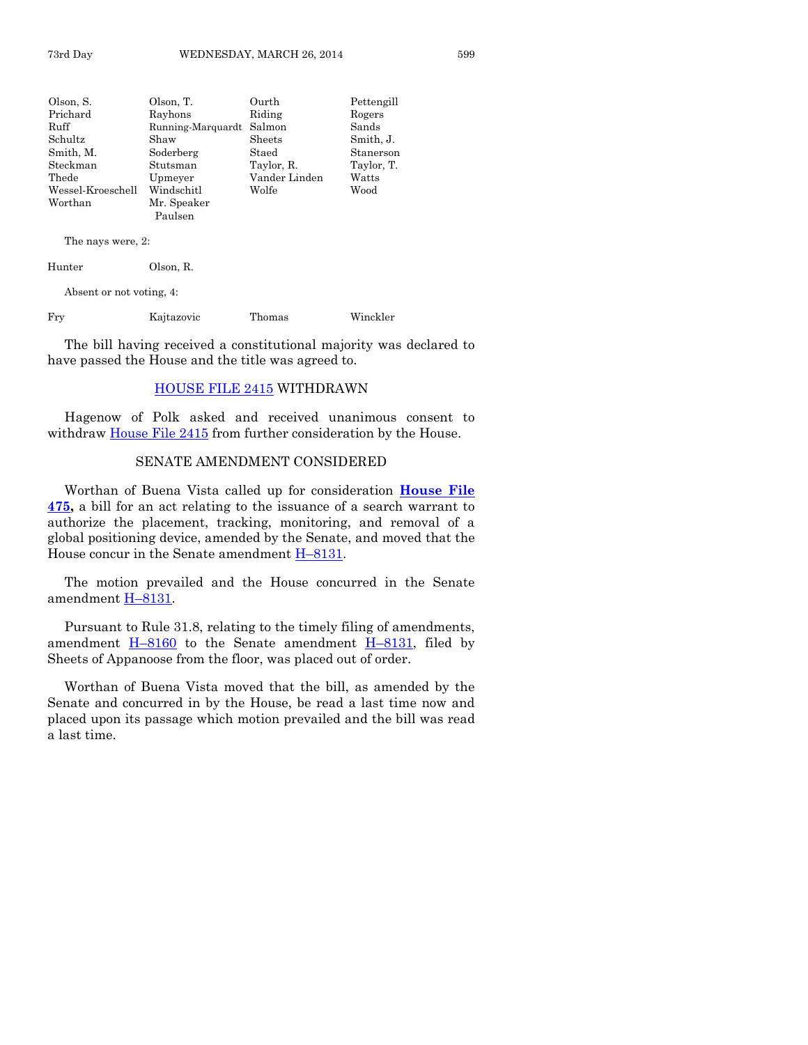| | | | |
|---|---|---|---|
| Olson, S. | Olson, T. | Ourth | Pettengill |
| Prichard | Rayhons | Riding | Rogers |
| Ruff | Running-Marquardt | Salmon | Sands |
| Schultz | Shaw | Sheets | Smith, J. |
| Smith, M. | Soderberg | Staed | Stanerson |
| Steckman | Stutsman | Taylor, R. | Taylor, T. |
| Thede | Upmeyer | Vander Linden | Watts |
| Wessel-Kroeschell | Windschitl | Wolfe | Wood |
| Worthan | Mr. Speaker Paulsen | | |

The nays were, 2:

| | |
|---|---|
| Hunter | Olson, R. |

Absent or not voting, 4:

| | | | |
|---|---|---|---|
| Fry | Kajtazovic | Thomas | Winckler |

The bill having received a constitutional majority was declared to have passed the House and the title was agreed to.

## HOUSE FILE 2415 WITHDRAWN

Hagenow of Polk asked and received unanimous consent to withdraw House File 2415 from further consideration by the House.

## SENATE AMENDMENT CONSIDERED

Worthan of Buena Vista called up for consideration **House File 475,** a bill for an act relating to the issuance of a search warrant to authorize the placement, tracking, monitoring, and removal of a global positioning device, amended by the Senate, and moved that the House concur in the Senate amendment H–8131.

The motion prevailed and the House concurred in the Senate amendment H–8131.

Pursuant to Rule 31.8, relating to the timely filing of amendments, amendment H–8160 to the Senate amendment H–8131, filed by Sheets of Appanoose from the floor, was placed out of order.

Worthan of Buena Vista moved that the bill, as amended by the Senate and concurred in by the House, be read a last time now and placed upon its passage which motion prevailed and the bill was read a last time.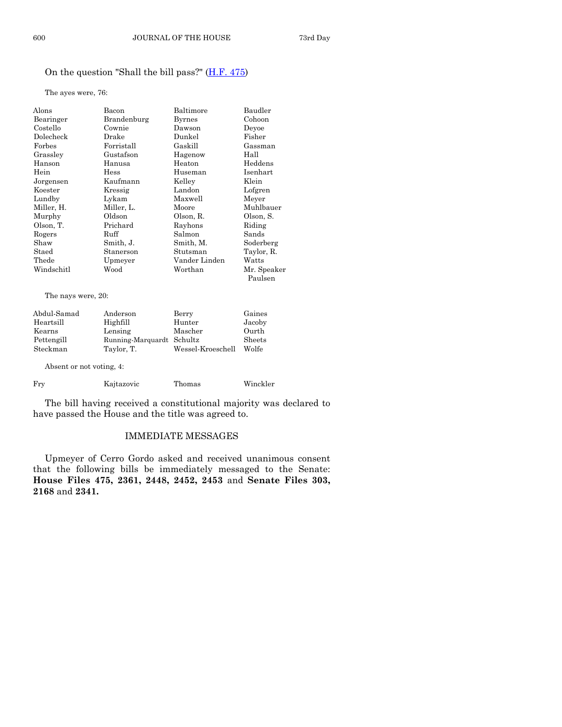On the question "Shall the bill pass?" (H.F. 475)

The ayes were, 76:

| | | | |
|---|---|---|---|
| Alons | Bacon | Baltimore | Baudler |
| Bearinger | Brandenburg | Byrnes | Cohoon |
| Costello | Cownie | Dawson | Deyoe |
| Dolecheck | Drake | Dunkel | Fisher |
| Forbes | Forristall | Gaskill | Gassman |
| Grassley | Gustafson | Hagenow | Hall |
| Hanson | Hanusa | Heaton | Heddens |
| Hein | Hess | Huseman | Isenhart |
| Jorgensen | Kaufmann | Kelley | Klein |
| Koester | Kressig | Landon | Lofgren |
| Lundby | Lykam | Maxwell | Meyer |
| Miller, H. | Miller, L. | Moore | Muhlbauer |
| Murphy | Oldson | Olson, R. | Olson, S. |
| Olson, T. | Prichard | Rayhons | Riding |
| Rogers | Ruff | Salmon | Sands |
| Shaw | Smith, J. | Smith, M. | Soderberg |
| Staed | Stanerson | Stutsman | Taylor, R. |
| Thede | Upmeyer | Vander Linden | Watts |
| Windschitl | Wood | Worthan | Mr. Speaker Paulsen |

The nays were, 20:

| | | | |
|---|---|---|---|
| Abdul-Samad | Anderson | Berry | Gaines |
| Heartsill | Highfill | Hunter | Jacoby |
| Kearns | Lensing | Mascher | Ourth |
| Pettengill | Running-Marquardt | Schultz | Sheets |
| Steckman | Taylor, T. | Wessel-Kroeschell | Wolfe |

Absent or not voting, 4:

| | | | |
|---|---|---|---|
| Fry | Kajtazovic | Thomas | Winckler |

The bill having received a constitutional majority was declared to have passed the House and the title was agreed to.

## IMMEDIATE MESSAGES

Upmeyer of Cerro Gordo asked and received unanimous consent that the following bills be immediately messaged to the Senate: **House Files 475, 2361, 2448, 2452, 2453** and **Senate Files 303, 2168** and **2341.**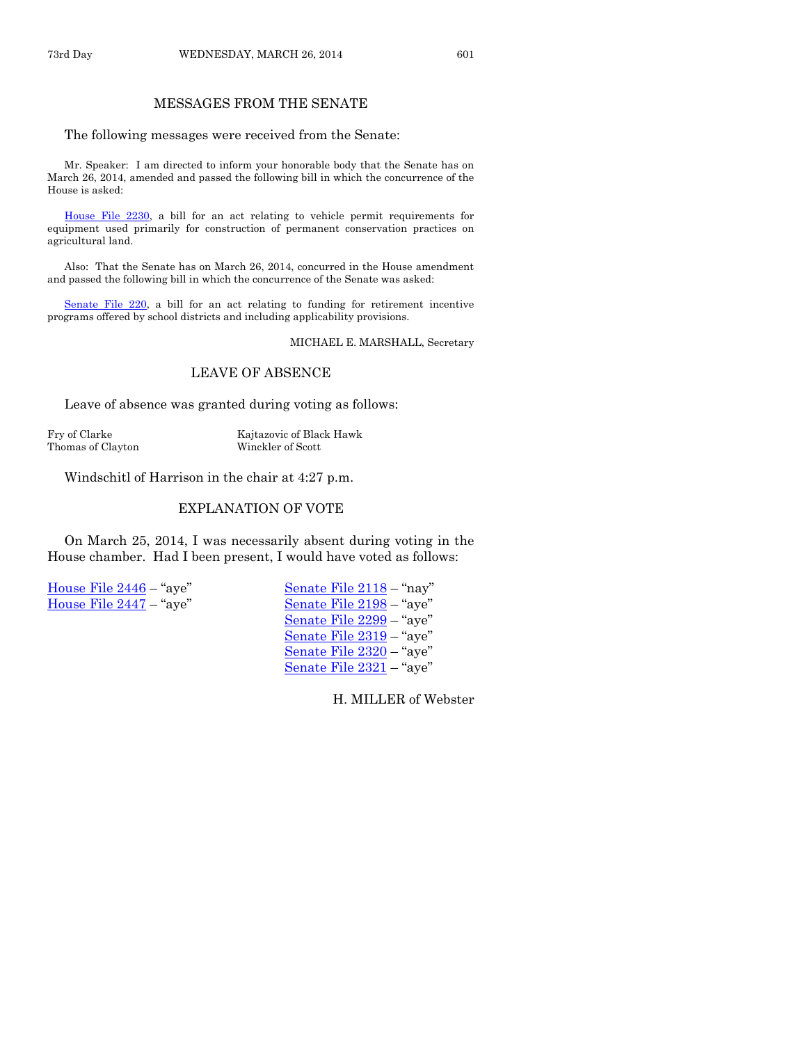## MESSAGES FROM THE SENATE

The following messages were received from the Senate:

Mr. Speaker: I am directed to inform your honorable body that the Senate has on March 26, 2014, amended and passed the following bill in which the concurrence of the House is asked:

House File 2230, a bill for an act relating to vehicle permit requirements for equipment used primarily for construction of permanent conservation practices on agricultural land.

Also: That the Senate has on March 26, 2014, concurred in the House amendment and passed the following bill in which the concurrence of the Senate was asked:

Senate File 220, a bill for an act relating to funding for retirement incentive programs offered by school districts and including applicability provisions.

MICHAEL E. MARSHALL, Secretary

## LEAVE OF ABSENCE

Leave of absence was granted during voting as follows:

Fry of Clarke
Kajtazovic of Black Hawk
Thomas of Clayton
Winckler of Scott

Windschitl of Harrison in the chair at 4:27 p.m.

## EXPLANATION OF VOTE

On March 25, 2014, I was necessarily absent during voting in the House chamber. Had I been present, I would have voted as follows:

House File 2446 – "aye"
House File 2447 – "aye"
Senate File 2118 – "nay"
Senate File 2198 – "aye"
Senate File 2299 – "aye"
Senate File 2319 – "aye"
Senate File 2320 – "aye"
Senate File 2321 – "aye"

H. MILLER of Webster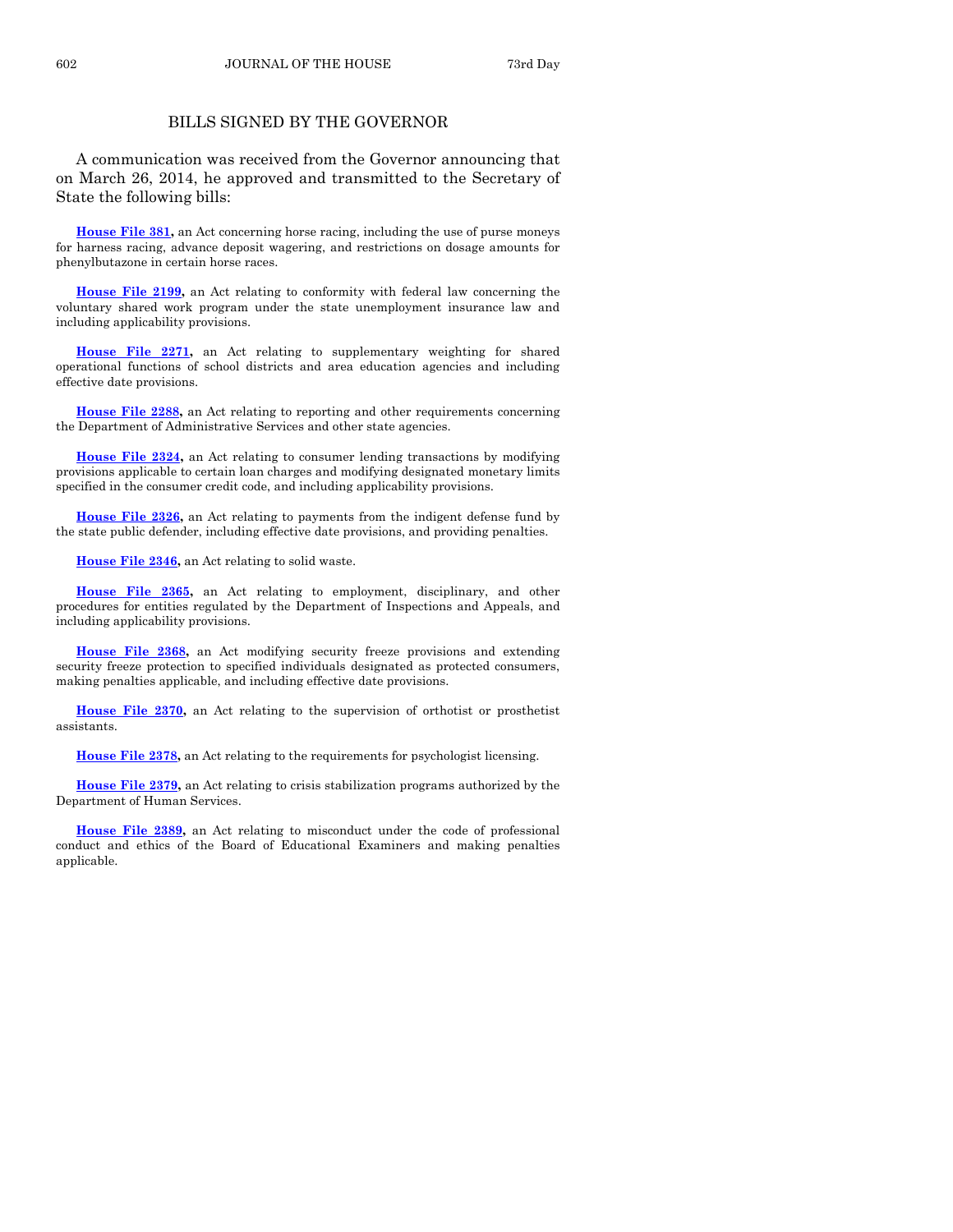## BILLS SIGNED BY THE GOVERNOR

A communication was received from the Governor announcing that on March 26, 2014, he approved and transmitted to the Secretary of State the following bills:

**House File 381,** an Act concerning horse racing, including the use of purse moneys for harness racing, advance deposit wagering, and restrictions on dosage amounts for phenylbutazone in certain horse races.

**House File 2199,** an Act relating to conformity with federal law concerning the voluntary shared work program under the state unemployment insurance law and including applicability provisions.

**House File 2271,** an Act relating to supplementary weighting for shared operational functions of school districts and area education agencies and including effective date provisions.

**House File 2288,** an Act relating to reporting and other requirements concerning the Department of Administrative Services and other state agencies.

**House File 2324,** an Act relating to consumer lending transactions by modifying provisions applicable to certain loan charges and modifying designated monetary limits specified in the consumer credit code, and including applicability provisions.

**House File 2326,** an Act relating to payments from the indigent defense fund by the state public defender, including effective date provisions, and providing penalties.

**House File 2346,** an Act relating to solid waste.

**House File 2365,** an Act relating to employment, disciplinary, and other procedures for entities regulated by the Department of Inspections and Appeals, and including applicability provisions.

**House File 2368,** an Act modifying security freeze provisions and extending security freeze protection to specified individuals designated as protected consumers, making penalties applicable, and including effective date provisions.

**House File 2370,** an Act relating to the supervision of orthotist or prosthetist assistants.

**House File 2378,** an Act relating to the requirements for psychologist licensing.

**House File 2379,** an Act relating to crisis stabilization programs authorized by the Department of Human Services.

**House File 2389,** an Act relating to misconduct under the code of professional conduct and ethics of the Board of Educational Examiners and making penalties applicable.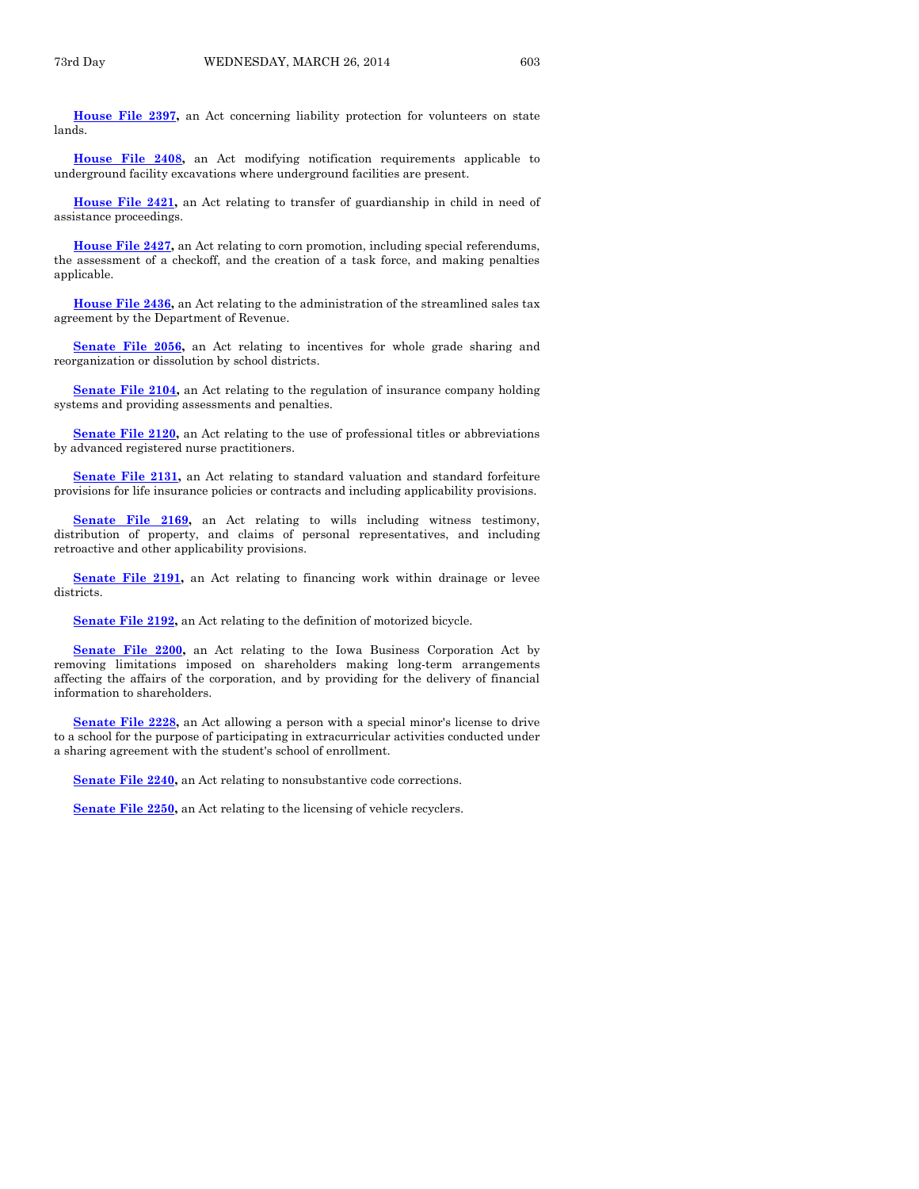**House File 2397,** an Act concerning liability protection for volunteers on state lands.

**House File 2408,** an Act modifying notification requirements applicable to underground facility excavations where underground facilities are present.

**House File 2421,** an Act relating to transfer of guardianship in child in need of assistance proceedings.

**House File 2427,** an Act relating to corn promotion, including special referendums, the assessment of a checkoff, and the creation of a task force, and making penalties applicable.

**House File 2436,** an Act relating to the administration of the streamlined sales tax agreement by the Department of Revenue.

**Senate File 2056,** an Act relating to incentives for whole grade sharing and reorganization or dissolution by school districts.

**Senate File 2104,** an Act relating to the regulation of insurance company holding systems and providing assessments and penalties.

**Senate File 2120,** an Act relating to the use of professional titles or abbreviations by advanced registered nurse practitioners.

**Senate File 2131,** an Act relating to standard valuation and standard forfeiture provisions for life insurance policies or contracts and including applicability provisions.

**Senate File 2169,** an Act relating to wills including witness testimony, distribution of property, and claims of personal representatives, and including retroactive and other applicability provisions.

**Senate File 2191,** an Act relating to financing work within drainage or levee districts.

**Senate File 2192,** an Act relating to the definition of motorized bicycle.

**Senate File 2200,** an Act relating to the Iowa Business Corporation Act by removing limitations imposed on shareholders making long-term arrangements affecting the affairs of the corporation, and by providing for the delivery of financial information to shareholders.

**Senate File 2228,** an Act allowing a person with a special minor's license to drive to a school for the purpose of participating in extracurricular activities conducted under a sharing agreement with the student's school of enrollment.

**Senate File 2240,** an Act relating to nonsubstantive code corrections.

**Senate File 2250,** an Act relating to the licensing of vehicle recyclers.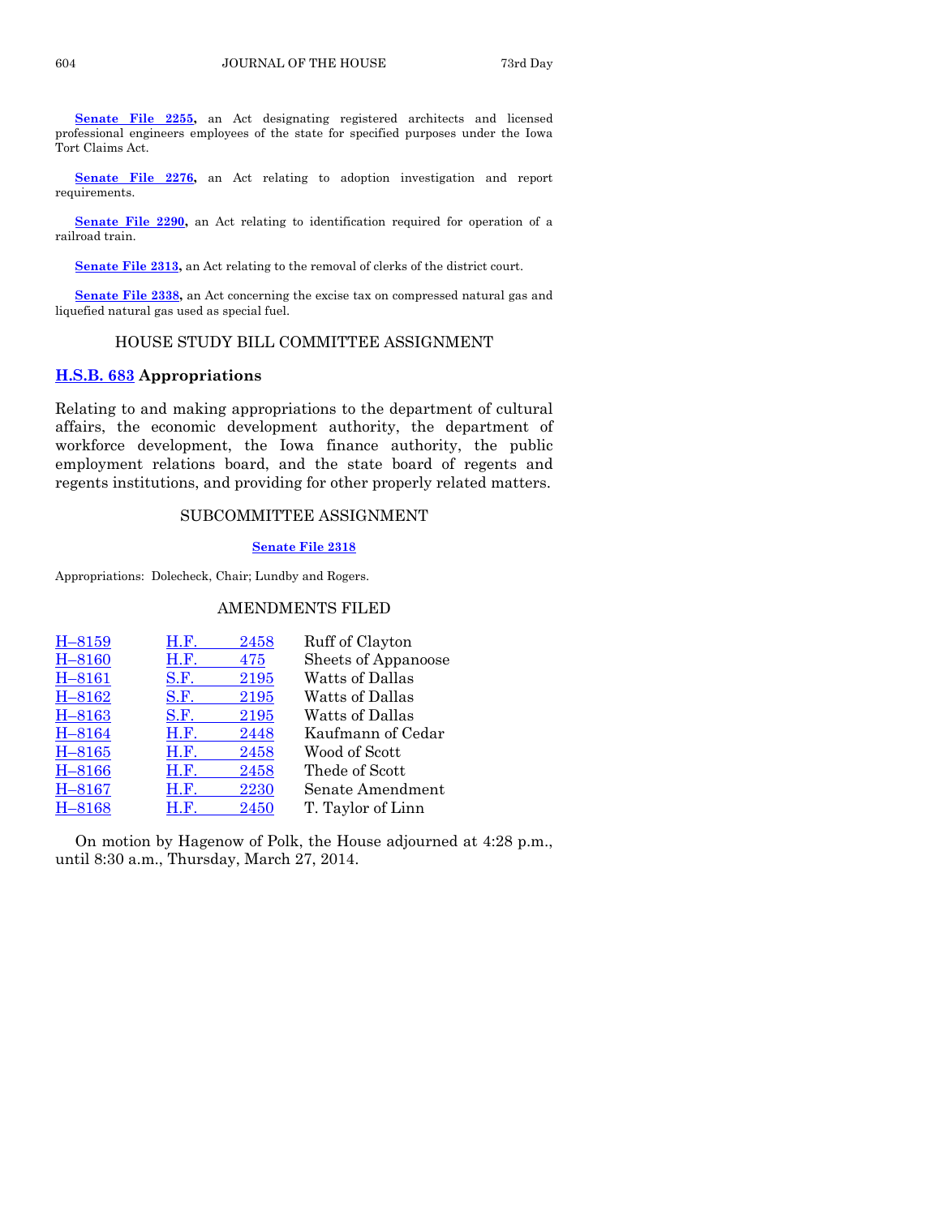**Senate File 2255,** an Act designating registered architects and licensed professional engineers employees of the state for specified purposes under the Iowa Tort Claims Act.

**Senate File 2276,** an Act relating to adoption investigation and report requirements.

**Senate File 2290,** an Act relating to identification required for operation of a railroad train.

**Senate File 2313,** an Act relating to the removal of clerks of the district court.

**Senate File 2338,** an Act concerning the excise tax on compressed natural gas and liquefied natural gas used as special fuel.

## HOUSE STUDY BILL COMMITTEE ASSIGNMENT

### H.S.B. 683 Appropriations

Relating to and making appropriations to the department of cultural affairs, the economic development authority, the department of workforce development, the Iowa finance authority, the public employment relations board, and the state board of regents and regents institutions, and providing for other properly related matters.

## SUBCOMMITTEE ASSIGNMENT

**Senate File 2318**

Appropriations: Dolecheck, Chair; Lundby and Rogers.

## AMENDMENTS FILED

| | | | |
|---|---|---|---|
| H–8159 | H.F. | 2458 | Ruff of Clayton |
| H–8160 | H.F. | 475 | Sheets of Appanoose |
| H–8161 | S.F. | 2195 | Watts of Dallas |
| H–8162 | S.F. | 2195 | Watts of Dallas |
| H–8163 | S.F. | 2195 | Watts of Dallas |
| H–8164 | H.F. | 2448 | Kaufmann of Cedar |
| H–8165 | H.F. | 2458 | Wood of Scott |
| H–8166 | H.F. | 2458 | Thede of Scott |
| H–8167 | H.F. | 2230 | Senate Amendment |
| H–8168 | H.F. | 2450 | T. Taylor of Linn |

On motion by Hagenow of Polk, the House adjourned at 4:28 p.m., until 8:30 a.m., Thursday, March 27, 2014.